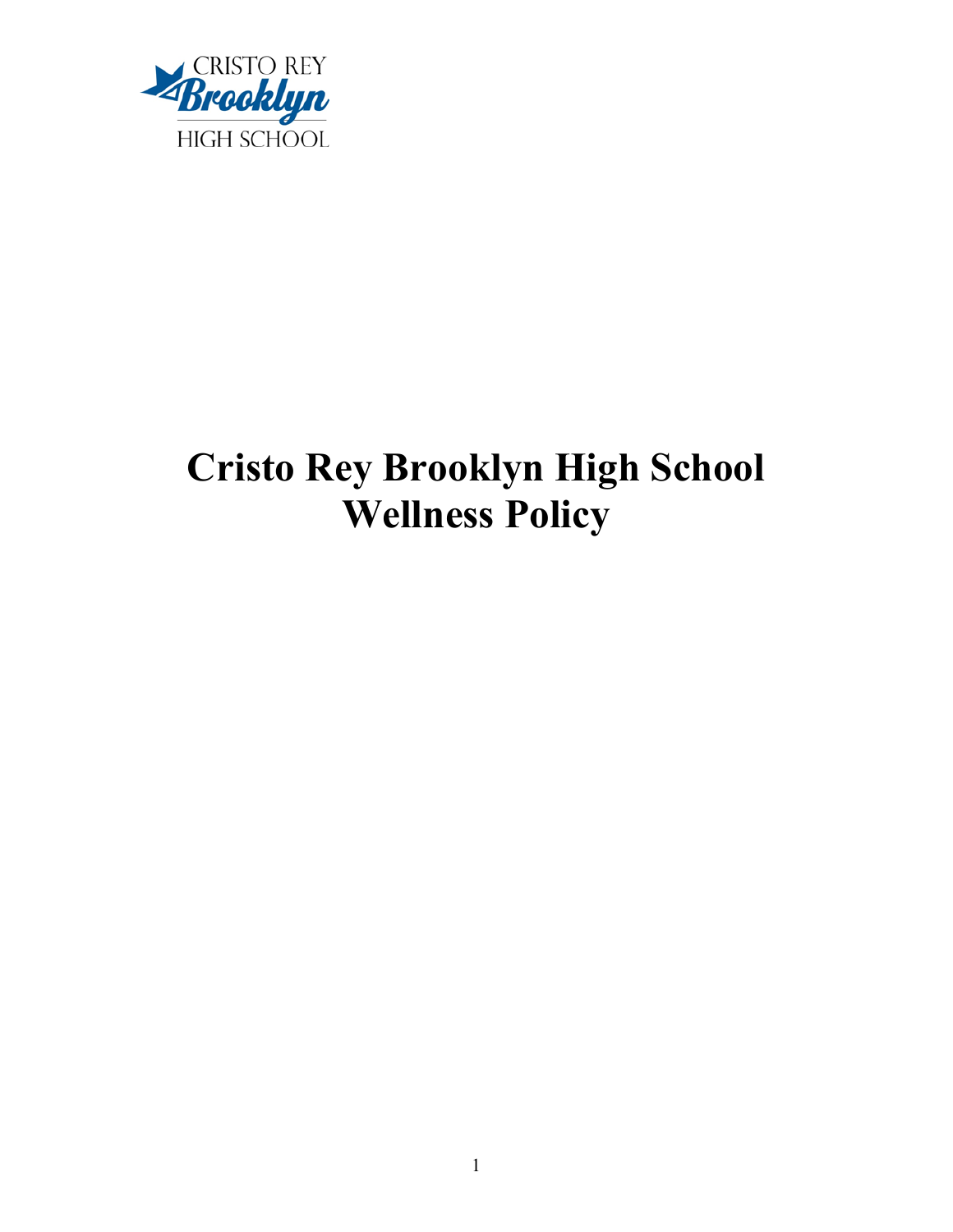CRISTO REY
Brooklyn
HIGH SCHOOL

# Cristo Rey Brooklyn High School Wellness Policy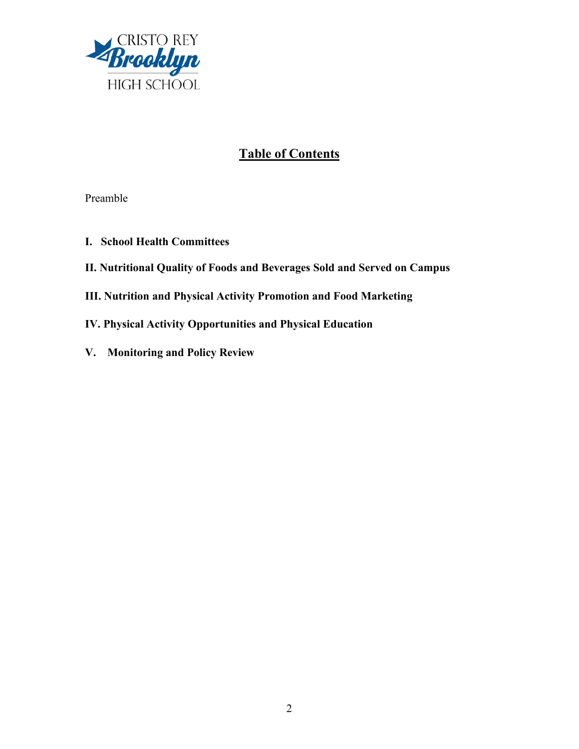CRISTO REY Brooklyn HIGH SCHOOL

# Table of Contents

Preamble

**I. School Health Committees**

**II. Nutritional Quality of Foods and Beverages Sold and Served on Campus**

**III. Nutrition and Physical Activity Promotion and Food Marketing**

**IV. Physical Activity Opportunities and Physical Education**

**V. Monitoring and Policy Review**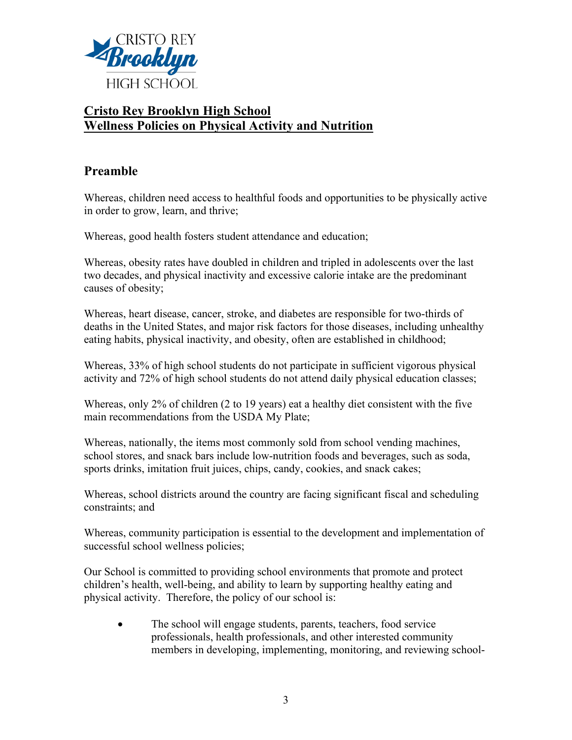CRISTO REY
Brooklyn
HIGH SCHOOL

# Cristo Rey Brooklyn High School
# Wellness Policies on Physical Activity and Nutrition

## Preamble

Whereas, children need access to healthful foods and opportunities to be physically active in order to grow, learn, and thrive;

Whereas, good health fosters student attendance and education;

Whereas, obesity rates have doubled in children and tripled in adolescents over the last two decades, and physical inactivity and excessive calorie intake are the predominant causes of obesity;

Whereas, heart disease, cancer, stroke, and diabetes are responsible for two-thirds of deaths in the United States, and major risk factors for those diseases, including unhealthy eating habits, physical inactivity, and obesity, often are established in childhood;

Whereas, 33% of high school students do not participate in sufficient vigorous physical activity and 72% of high school students do not attend daily physical education classes;

Whereas, only 2% of children (2 to 19 years) eat a healthy diet consistent with the five main recommendations from the USDA My Plate;

Whereas, nationally, the items most commonly sold from school vending machines, school stores, and snack bars include low-nutrition foods and beverages, such as soda, sports drinks, imitation fruit juices, chips, candy, cookies, and snack cakes;

Whereas, school districts around the country are facing significant fiscal and scheduling constraints; and

Whereas, community participation is essential to the development and implementation of successful school wellness policies;

Our School is committed to providing school environments that promote and protect children's health, well-being, and ability to learn by supporting healthy eating and physical activity. Therefore, the policy of our school is:

- The school will engage students, parents, teachers, food service professionals, health professionals, and other interested community members in developing, implementing, monitoring, and reviewing school-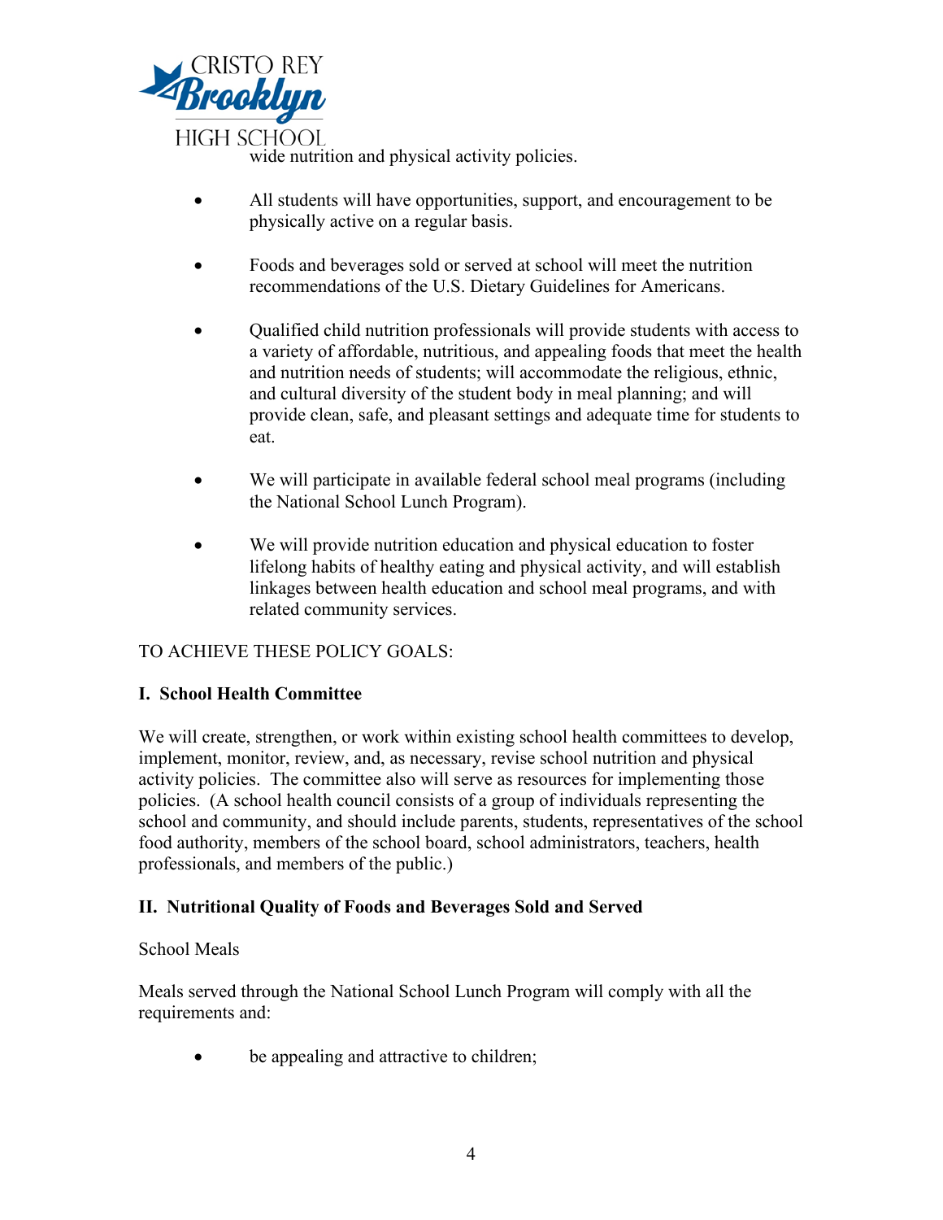wide nutrition and physical activity policies.

- All students will have opportunities, support, and encouragement to be physically active on a regular basis.

- Foods and beverages sold or served at school will meet the nutrition recommendations of the U.S. Dietary Guidelines for Americans.

- Qualified child nutrition professionals will provide students with access to a variety of affordable, nutritious, and appealing foods that meet the health and nutrition needs of students; will accommodate the religious, ethnic, and cultural diversity of the student body in meal planning; and will provide clean, safe, and pleasant settings and adequate time for students to eat.

- We will participate in available federal school meal programs (including the National School Lunch Program).

- We will provide nutrition education and physical education to foster lifelong habits of healthy eating and physical activity, and will establish linkages between health education and school meal programs, and with related community services.

TO ACHIEVE THESE POLICY GOALS:

**I. School Health Committee**

We will create, strengthen, or work within existing school health committees to develop, implement, monitor, review, and, as necessary, revise school nutrition and physical activity policies. The committee also will serve as resources for implementing those policies. (A school health council consists of a group of individuals representing the school and community, and should include parents, students, representatives of the school food authority, members of the school board, school administrators, teachers, health professionals, and members of the public.)

**II. Nutritional Quality of Foods and Beverages Sold and Served**

School Meals

Meals served through the National School Lunch Program will comply with all the requirements and:

- be appealing and attractive to children;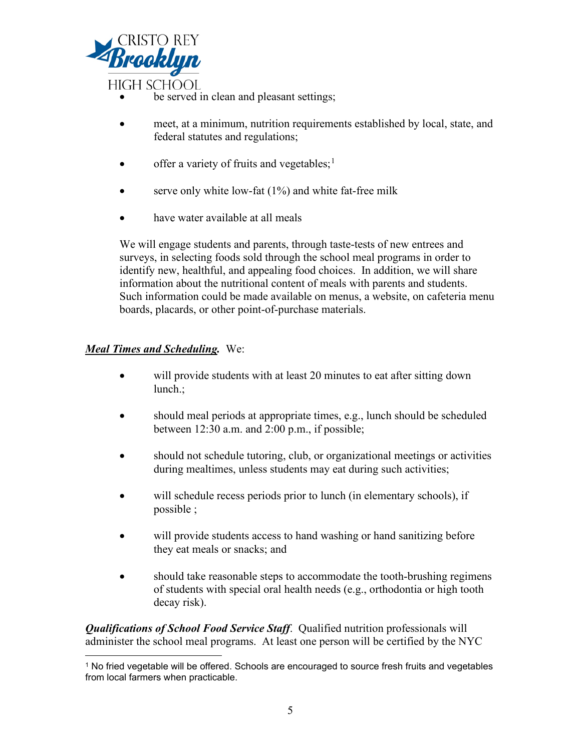- be served in clean and pleasant settings;
- meet, at a minimum, nutrition requirements established by local, state, and federal statutes and regulations;
- offer a variety of fruits and vegetables;[1]
- serve only white low-fat (1%) and white fat-free milk
- have water available at all meals

We will engage students and parents, through taste-tests of new entrees and surveys, in selecting foods sold through the school meal programs in order to identify new, healthful, and appealing food choices. In addition, we will share information about the nutritional content of meals with parents and students. Such information could be made available on menus, a website, on cafeteria menu boards, placards, or other point-of-purchase materials.

***Meal Times and Scheduling.*** We:

- will provide students with at least 20 minutes to eat after sitting down lunch.;
- should meal periods at appropriate times, e.g., lunch should be scheduled between 12:30 a.m. and 2:00 p.m., if possible;
- should not schedule tutoring, club, or organizational meetings or activities during mealtimes, unless students may eat during such activities;
- will schedule recess periods prior to lunch (in elementary schools), if possible ;
- will provide students access to hand washing or hand sanitizing before they eat meals or snacks; and
- should take reasonable steps to accommodate the tooth-brushing regimens of students with special oral health needs (e.g., orthodontia or high tooth decay risk).

***Qualifications of School Food Service Staff.*** Qualified nutrition professionals will administer the school meal programs. At least one person will be certified by the NYC

---

[1] No fried vegetable will be offered. Schools are encouraged to source fresh fruits and vegetables from local farmers when practicable.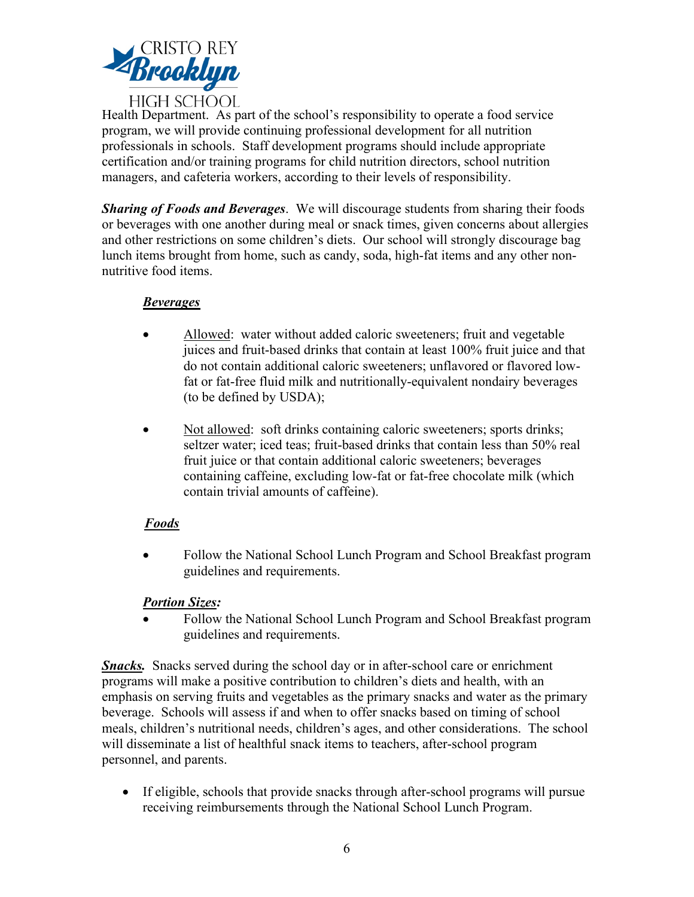Health Department. As part of the school's responsibility to operate a food service program, we will provide continuing professional development for all nutrition professionals in schools. Staff development programs should include appropriate certification and/or training programs for child nutrition directors, school nutrition managers, and cafeteria workers, according to their levels of responsibility.

***Sharing of Foods and Beverages***. We will discourage students from sharing their foods or beverages with one another during meal or snack times, given concerns about allergies and other restrictions on some children's diets. Our school will strongly discourage bag lunch items brought from home, such as candy, soda, high-fat items and any other non-nutritive food items.

***Beverages***

- Allowed: water without added caloric sweeteners; fruit and vegetable juices and fruit-based drinks that contain at least 100% fruit juice and that do not contain additional caloric sweeteners; unflavored or flavored low-fat or fat-free fluid milk and nutritionally-equivalent nondairy beverages (to be defined by USDA);

- Not allowed: soft drinks containing caloric sweeteners; sports drinks; seltzer water; iced teas; fruit-based drinks that contain less than 50% real fruit juice or that contain additional caloric sweeteners; beverages containing caffeine, excluding low-fat or fat-free chocolate milk (which contain trivial amounts of caffeine).

***Foods***

- Follow the National School Lunch Program and School Breakfast program guidelines and requirements.

***Portion Sizes:***

- Follow the National School Lunch Program and School Breakfast program guidelines and requirements.

***Snacks.*** Snacks served during the school day or in after-school care or enrichment programs will make a positive contribution to children's diets and health, with an emphasis on serving fruits and vegetables as the primary snacks and water as the primary beverage. Schools will assess if and when to offer snacks based on timing of school meals, children's nutritional needs, children's ages, and other considerations. The school will disseminate a list of healthful snack items to teachers, after-school program personnel, and parents.

- If eligible, schools that provide snacks through after-school programs will pursue receiving reimbursements through the National School Lunch Program.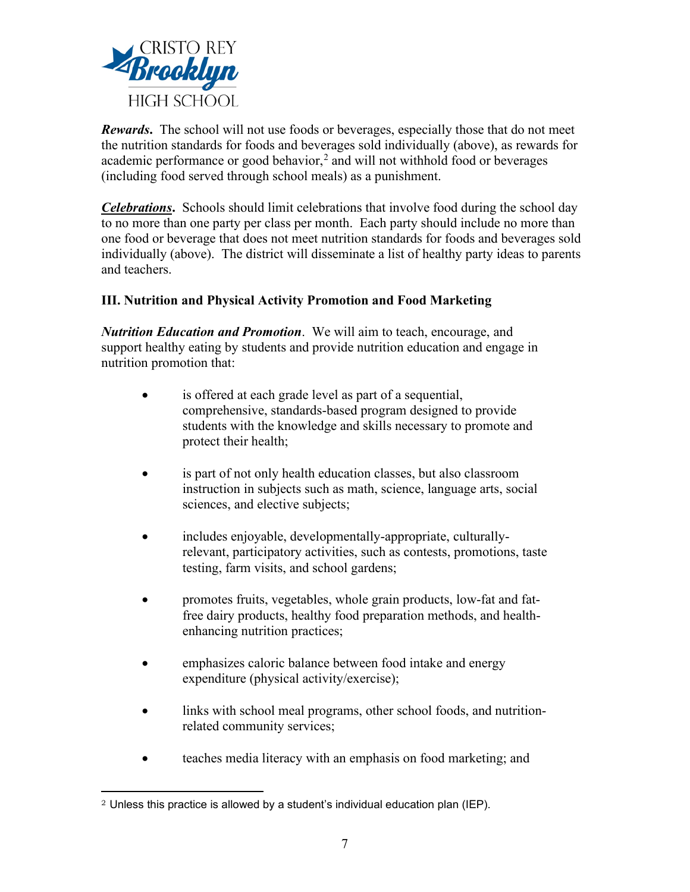***Rewards*.** The school will not use foods or beverages, especially those that do not meet the nutrition standards for foods and beverages sold individually (above), as rewards for academic performance or good behavior,[2] and will not withhold food or beverages (including food served through school meals) as a punishment.

***Celebrations*.** Schools should limit celebrations that involve food during the school day to no more than one party per class per month. Each party should include no more than one food or beverage that does not meet nutrition standards for foods and beverages sold individually (above). The district will disseminate a list of healthy party ideas to parents and teachers.

### III. Nutrition and Physical Activity Promotion and Food Marketing

***Nutrition Education and Promotion***. We will aim to teach, encourage, and support healthy eating by students and provide nutrition education and engage in nutrition promotion that:

- is offered at each grade level as part of a sequential, comprehensive, standards-based program designed to provide students with the knowledge and skills necessary to promote and protect their health;
- is part of not only health education classes, but also classroom instruction in subjects such as math, science, language arts, social sciences, and elective subjects;
- includes enjoyable, developmentally-appropriate, culturally-relevant, participatory activities, such as contests, promotions, taste testing, farm visits, and school gardens;
- promotes fruits, vegetables, whole grain products, low-fat and fat-free dairy products, healthy food preparation methods, and health-enhancing nutrition practices;
- emphasizes caloric balance between food intake and energy expenditure (physical activity/exercise);
- links with school meal programs, other school foods, and nutrition-related community services;
- teaches media literacy with an emphasis on food marketing; and

---

[2] Unless this practice is allowed by a student's individual education plan (IEP).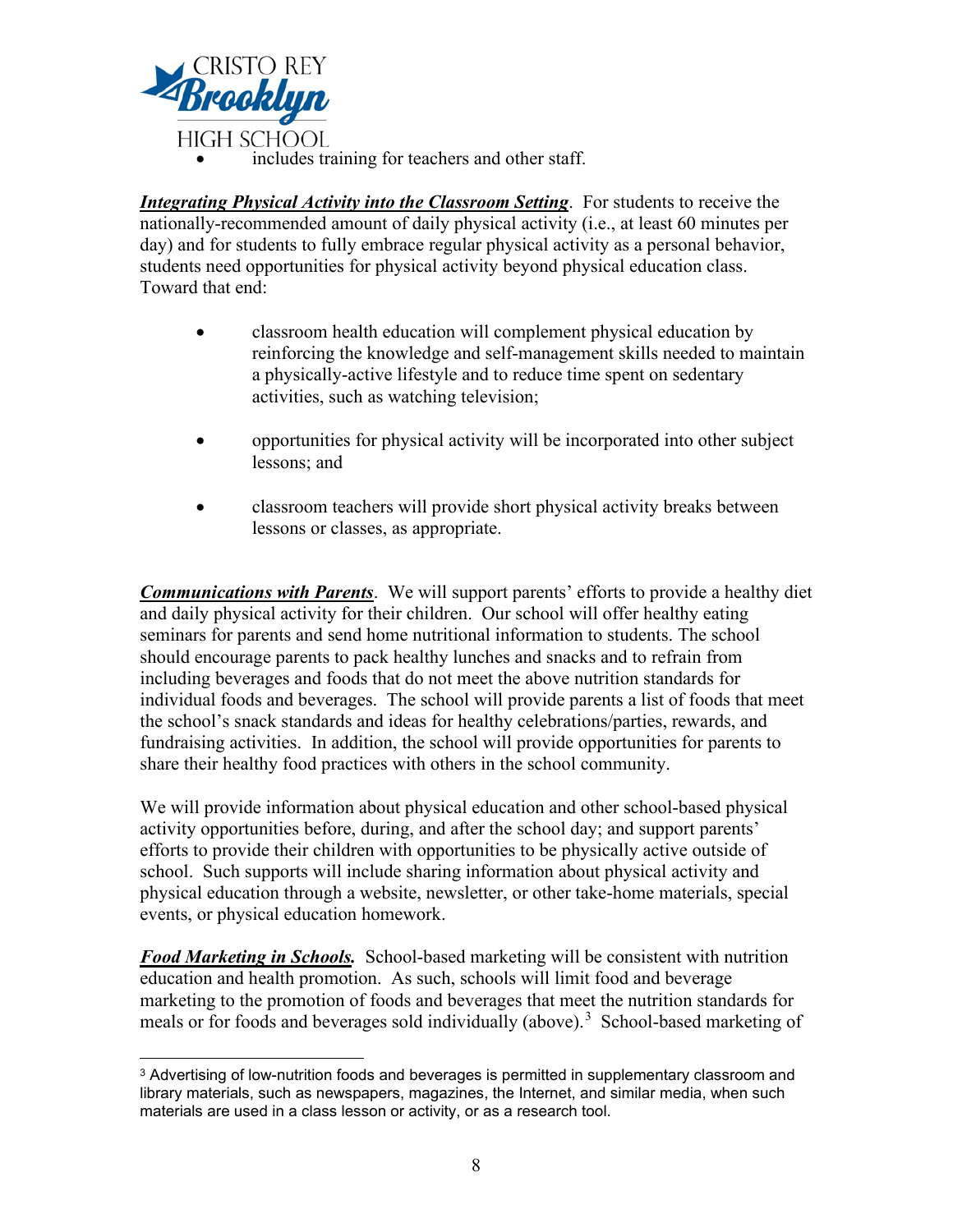- includes training for teachers and other staff.

***Integrating Physical Activity into the Classroom Setting***. For students to receive the nationally-recommended amount of daily physical activity (i.e., at least 60 minutes per day) and for students to fully embrace regular physical activity as a personal behavior, students need opportunities for physical activity beyond physical education class. Toward that end:

- classroom health education will complement physical education by reinforcing the knowledge and self-management skills needed to maintain a physically-active lifestyle and to reduce time spent on sedentary activities, such as watching television;

- opportunities for physical activity will be incorporated into other subject lessons; and

- classroom teachers will provide short physical activity breaks between lessons or classes, as appropriate.

***Communications with Parents***. We will support parents' efforts to provide a healthy diet and daily physical activity for their children. Our school will offer healthy eating seminars for parents and send home nutritional information to students. The school should encourage parents to pack healthy lunches and snacks and to refrain from including beverages and foods that do not meet the above nutrition standards for individual foods and beverages. The school will provide parents a list of foods that meet the school's snack standards and ideas for healthy celebrations/parties, rewards, and fundraising activities. In addition, the school will provide opportunities for parents to share their healthy food practices with others in the school community.

We will provide information about physical education and other school-based physical activity opportunities before, during, and after the school day; and support parents' efforts to provide their children with opportunities to be physically active outside of school. Such supports will include sharing information about physical activity and physical education through a website, newsletter, or other take-home materials, special events, or physical education homework.

***Food Marketing in Schools.*** School-based marketing will be consistent with nutrition education and health promotion. As such, schools will limit food and beverage marketing to the promotion of foods and beverages that meet the nutrition standards for meals or for foods and beverages sold individually (above).[3] School-based marketing of

[3] Advertising of low-nutrition foods and beverages is permitted in supplementary classroom and library materials, such as newspapers, magazines, the Internet, and similar media, when such materials are used in a class lesson or activity, or as a research tool.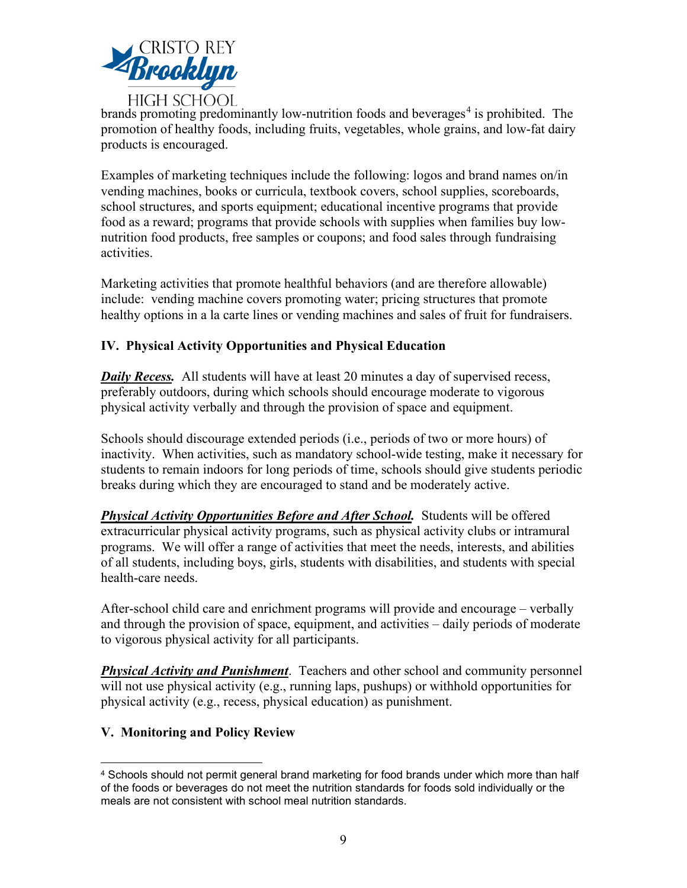brands promoting predominantly low-nutrition foods and beverages[4] is prohibited. The promotion of healthy foods, including fruits, vegetables, whole grains, and low-fat dairy products is encouraged.

Examples of marketing techniques include the following: logos and brand names on/in vending machines, books or curricula, textbook covers, school supplies, scoreboards, school structures, and sports equipment; educational incentive programs that provide food as a reward; programs that provide schools with supplies when families buy low-nutrition food products, free samples or coupons; and food sales through fundraising activities.

Marketing activities that promote healthful behaviors (and are therefore allowable) include: vending machine covers promoting water; pricing structures that promote healthy options in a la carte lines or vending machines and sales of fruit for fundraisers.

## IV. Physical Activity Opportunities and Physical Education

***Daily Recess.*** All students will have at least 20 minutes a day of supervised recess, preferably outdoors, during which schools should encourage moderate to vigorous physical activity verbally and through the provision of space and equipment.

Schools should discourage extended periods (i.e., periods of two or more hours) of inactivity. When activities, such as mandatory school-wide testing, make it necessary for students to remain indoors for long periods of time, schools should give students periodic breaks during which they are encouraged to stand and be moderately active.

***Physical Activity Opportunities Before and After School.*** Students will be offered extracurricular physical activity programs, such as physical activity clubs or intramural programs. We will offer a range of activities that meet the needs, interests, and abilities of all students, including boys, girls, students with disabilities, and students with special health-care needs.

After-school child care and enrichment programs will provide and encourage – verbally and through the provision of space, equipment, and activities – daily periods of moderate to vigorous physical activity for all participants.

***Physical Activity and Punishment***. Teachers and other school and community personnel will not use physical activity (e.g., running laps, pushups) or withhold opportunities for physical activity (e.g., recess, physical education) as punishment.

## V. Monitoring and Policy Review

---

[4] Schools should not permit general brand marketing for food brands under which more than half of the foods or beverages do not meet the nutrition standards for foods sold individually or the meals are not consistent with school meal nutrition standards.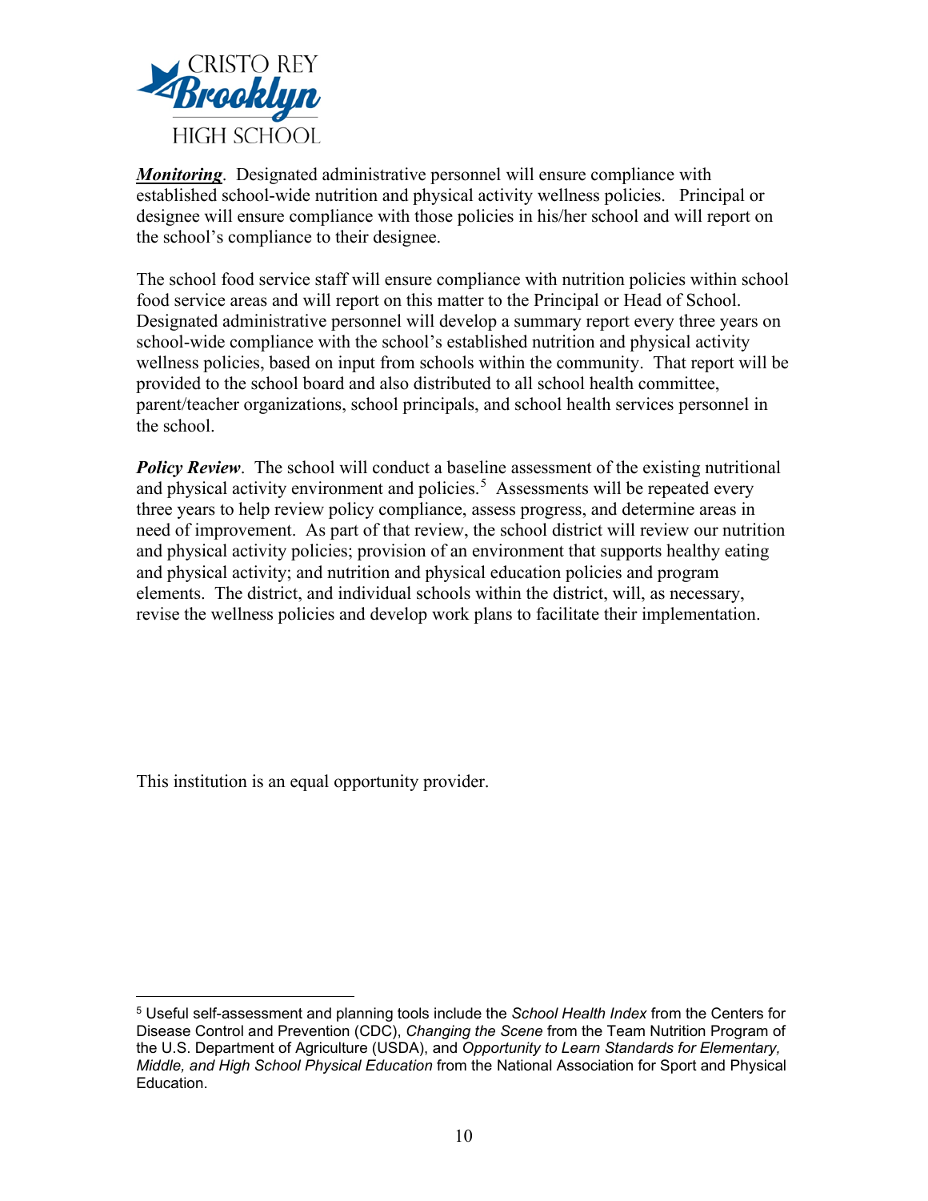***Monitoring***. Designated administrative personnel will ensure compliance with established school-wide nutrition and physical activity wellness policies. Principal or designee will ensure compliance with those policies in his/her school and will report on the school's compliance to their designee.

The school food service staff will ensure compliance with nutrition policies within school food service areas and will report on this matter to the Principal or Head of School. Designated administrative personnel will develop a summary report every three years on school-wide compliance with the school's established nutrition and physical activity wellness policies, based on input from schools within the community. That report will be provided to the school board and also distributed to all school health committee, parent/teacher organizations, school principals, and school health services personnel in the school.

***Policy Review***. The school will conduct a baseline assessment of the existing nutritional and physical activity environment and policies.[5] Assessments will be repeated every three years to help review policy compliance, assess progress, and determine areas in need of improvement. As part of that review, the school district will review our nutrition and physical activity policies; provision of an environment that supports healthy eating and physical activity; and nutrition and physical education policies and program elements. The district, and individual schools within the district, will, as necessary, revise the wellness policies and develop work plans to facilitate their implementation.

This institution is an equal opportunity provider.

---

[5] Useful self-assessment and planning tools include the *School Health Index* from the Centers for Disease Control and Prevention (CDC), *Changing the Scene* from the Team Nutrition Program of the U.S. Department of Agriculture (USDA), and *Opportunity to Learn Standards for Elementary, Middle, and High School Physical Education* from the National Association for Sport and Physical Education.